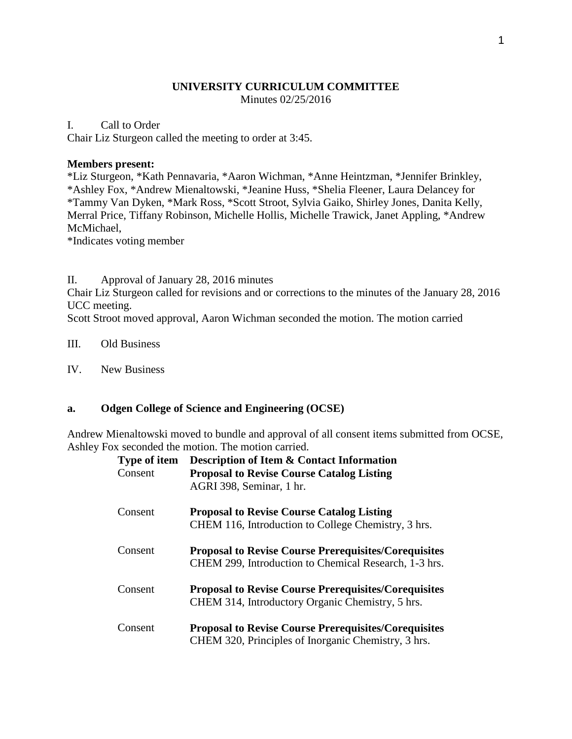# UNIVERSITY CURRICULUM COMMITTEE

Minutes 02/25/2016

I. Call to Order

Chair Liz Sturgeon called the meeting to order at 3:45.

**Members present:**

*Liz Sturgeon, *Kath Pennavaria, *Aaron Wichman, *Anne Heintzman, *Jennifer Brinkley, *Ashley Fox, *Andrew Mienaltowski, *Jeanine Huss, *Shelia Fleener, Laura Delancey for *Tammy Van Dyken, *Mark Ross, *Scott Stroot, Sylvia Gaiko, Shirley Jones, Danita Kelly, Merral Price, Tiffany Robinson, Michelle Hollis, Michelle Trawick, Janet Appling, *Andrew McMichael,

*Indicates voting member

II. Approval of January 28, 2016 minutes

Chair Liz Sturgeon called for revisions and or corrections to the minutes of the January 28, 2016 UCC meeting.

Scott Stroot moved approval, Aaron Wichman seconded the motion. The motion carried

III. Old Business

IV. New Business

## a. Odgen College of Science and Engineering (OCSE)

Andrew Mienaltowski moved to bundle and approval of all consent items submitted from OCSE, Ashley Fox seconded the motion. The motion carried.

| Type of item | Description of Item & Contact Information |
|---|---|
| Consent | **Proposal to Revise Course Catalog Listing**<br>AGRI 398, Seminar, 1 hr. |
| Consent | **Proposal to Revise Course Catalog Listing**<br>CHEM 116, Introduction to College Chemistry, 3 hrs. |
| Consent | **Proposal to Revise Course Prerequisites/Corequisites**<br>CHEM 299, Introduction to Chemical Research, 1-3 hrs. |
| Consent | **Proposal to Revise Course Prerequisites/Corequisites**<br>CHEM 314, Introductory Organic Chemistry, 5 hrs. |
| Consent | **Proposal to Revise Course Prerequisites/Corequisites**<br>CHEM 320, Principles of Inorganic Chemistry, 3 hrs. |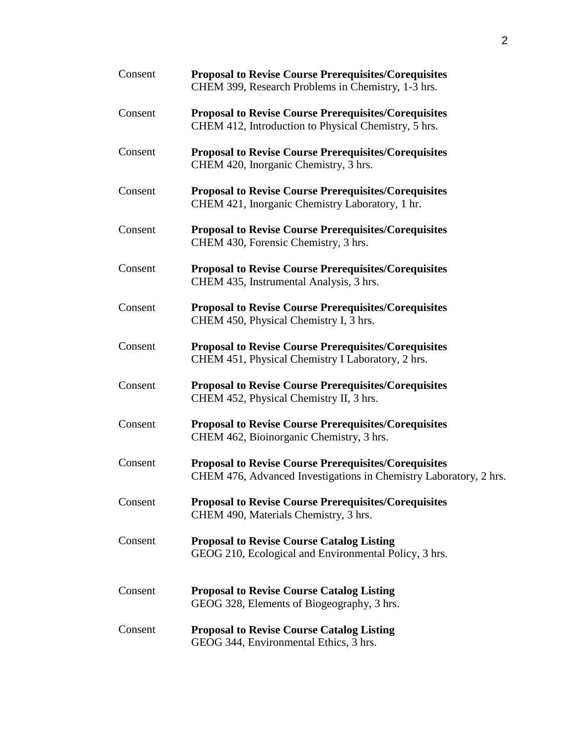Consent **Proposal to Revise Course Prerequisites/Corequisites**
CHEM 399, Research Problems in Chemistry, 1-3 hrs.

Consent **Proposal to Revise Course Prerequisites/Corequisites**
CHEM 412, Introduction to Physical Chemistry, 5 hrs.

Consent **Proposal to Revise Course Prerequisites/Corequisites**
CHEM 420, Inorganic Chemistry, 3 hrs.

Consent **Proposal to Revise Course Prerequisites/Corequisites**
CHEM 421, Inorganic Chemistry Laboratory, 1 hr.

Consent **Proposal to Revise Course Prerequisites/Corequisites**
CHEM 430, Forensic Chemistry, 3 hrs.

Consent **Proposal to Revise Course Prerequisites/Corequisites**
CHEM 435, Instrumental Analysis, 3 hrs.

Consent **Proposal to Revise Course Prerequisites/Corequisites**
CHEM 450, Physical Chemistry I, 3 hrs.

Consent **Proposal to Revise Course Prerequisites/Corequisites**
CHEM 451, Physical Chemistry I Laboratory, 2 hrs.

Consent **Proposal to Revise Course Prerequisites/Corequisites**
CHEM 452, Physical Chemistry II, 3 hrs.

Consent **Proposal to Revise Course Prerequisites/Corequisites**
CHEM 462, Bioinorganic Chemistry, 3 hrs.

Consent **Proposal to Revise Course Prerequisites/Corequisites**
CHEM 476, Advanced Investigations in Chemistry Laboratory, 2 hrs.

Consent **Proposal to Revise Course Prerequisites/Corequisites**
CHEM 490, Materials Chemistry, 3 hrs.

Consent **Proposal to Revise Course Catalog Listing**
GEOG 210, Ecological and Environmental Policy, 3 hrs.

Consent **Proposal to Revise Course Catalog Listing**
GEOG 328, Elements of Biogeography, 3 hrs.

Consent **Proposal to Revise Course Catalog Listing**
GEOG 344, Environmental Ethics, 3 hrs.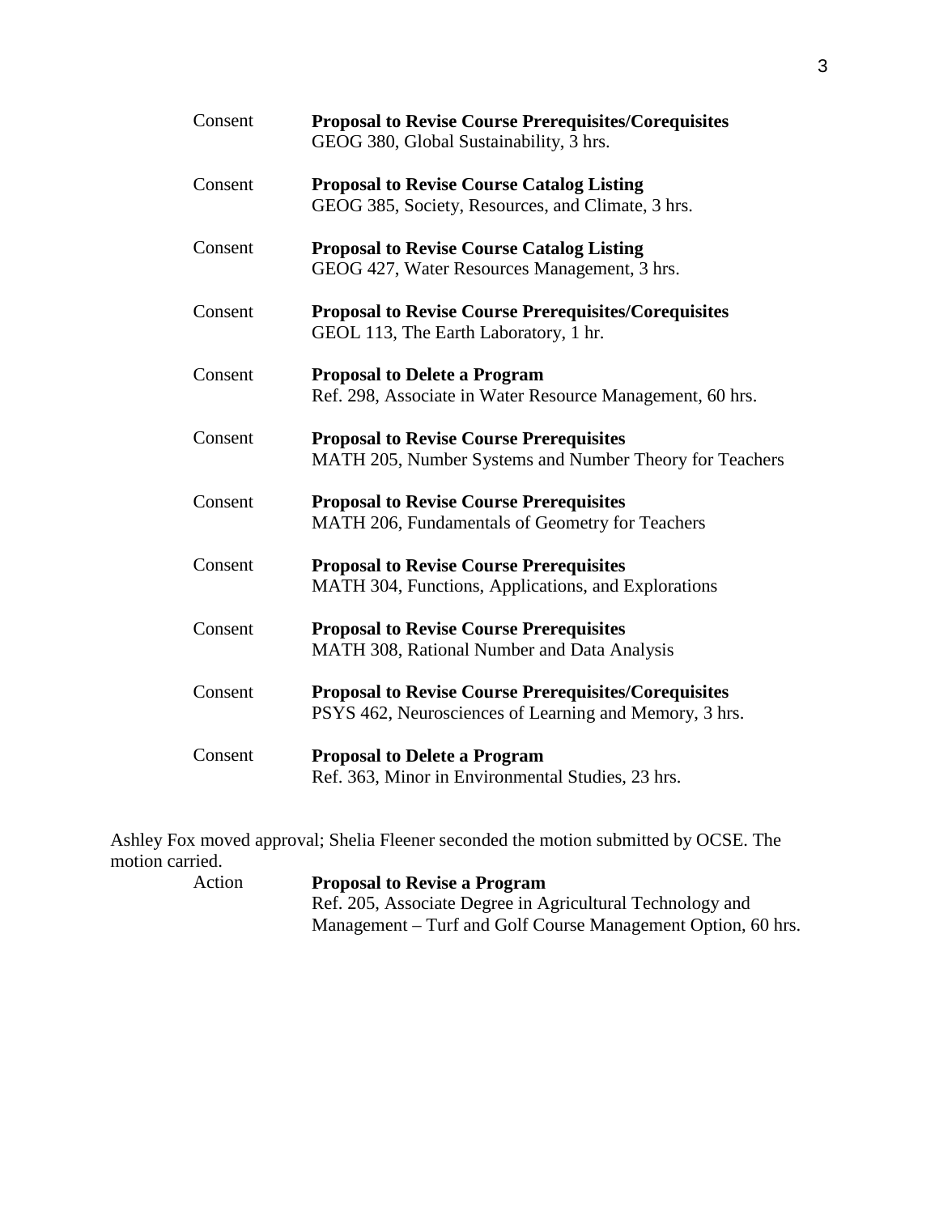Consent **Proposal to Revise Course Prerequisites/Corequisites**
GEOG 380, Global Sustainability, 3 hrs.

Consent **Proposal to Revise Course Catalog Listing**
GEOG 385, Society, Resources, and Climate, 3 hrs.

Consent **Proposal to Revise Course Catalog Listing**
GEOG 427, Water Resources Management, 3 hrs.

Consent **Proposal to Revise Course Prerequisites/Corequisites**
GEOL 113, The Earth Laboratory, 1 hr.

Consent **Proposal to Delete a Program**
Ref. 298, Associate in Water Resource Management, 60 hrs.

Consent **Proposal to Revise Course Prerequisites**
MATH 205, Number Systems and Number Theory for Teachers

Consent **Proposal to Revise Course Prerequisites**
MATH 206, Fundamentals of Geometry for Teachers

Consent **Proposal to Revise Course Prerequisites**
MATH 304, Functions, Applications, and Explorations

Consent **Proposal to Revise Course Prerequisites**
MATH 308, Rational Number and Data Analysis

Consent **Proposal to Revise Course Prerequisites/Corequisites**
PSYS 462, Neurosciences of Learning and Memory, 3 hrs.

Consent **Proposal to Delete a Program**
Ref. 363, Minor in Environmental Studies, 23 hrs.

Ashley Fox moved approval; Shelia Fleener seconded the motion submitted by OCSE. The motion carried.

Action **Proposal to Revise a Program**
Ref. 205, Associate Degree in Agricultural Technology and Management – Turf and Golf Course Management Option, 60 hrs.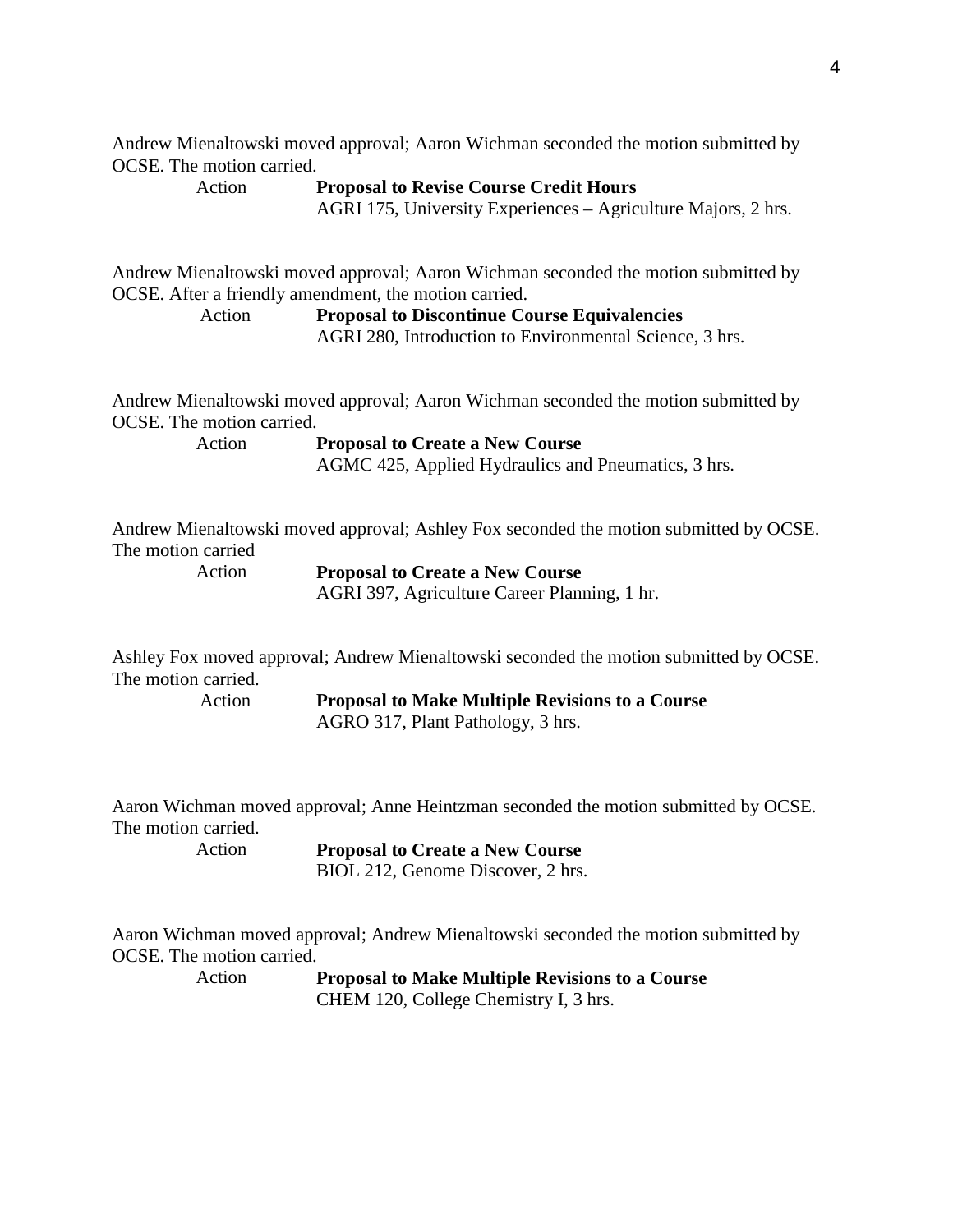Andrew Mienaltowski moved approval; Aaron Wichman seconded the motion submitted by OCSE. The motion carried.

Action **Proposal to Revise Course Credit Hours**
AGRI 175, University Experiences – Agriculture Majors, 2 hrs.

Andrew Mienaltowski moved approval; Aaron Wichman seconded the motion submitted by OCSE. After a friendly amendment, the motion carried.

Action **Proposal to Discontinue Course Equivalencies**
AGRI 280, Introduction to Environmental Science, 3 hrs.

Andrew Mienaltowski moved approval; Aaron Wichman seconded the motion submitted by OCSE. The motion carried.

Action **Proposal to Create a New Course**
AGMC 425, Applied Hydraulics and Pneumatics, 3 hrs.

Andrew Mienaltowski moved approval; Ashley Fox seconded the motion submitted by OCSE. The motion carried

Action **Proposal to Create a New Course**
AGRI 397, Agriculture Career Planning, 1 hr.

Ashley Fox moved approval; Andrew Mienaltowski seconded the motion submitted by OCSE. The motion carried.

Action **Proposal to Make Multiple Revisions to a Course**
AGRO 317, Plant Pathology, 3 hrs.

Aaron Wichman moved approval; Anne Heintzman seconded the motion submitted by OCSE. The motion carried.

Action **Proposal to Create a New Course**
BIOL 212, Genome Discover, 2 hrs.

Aaron Wichman moved approval; Andrew Mienaltowski seconded the motion submitted by OCSE. The motion carried.

Action **Proposal to Make Multiple Revisions to a Course**
CHEM 120, College Chemistry I, 3 hrs.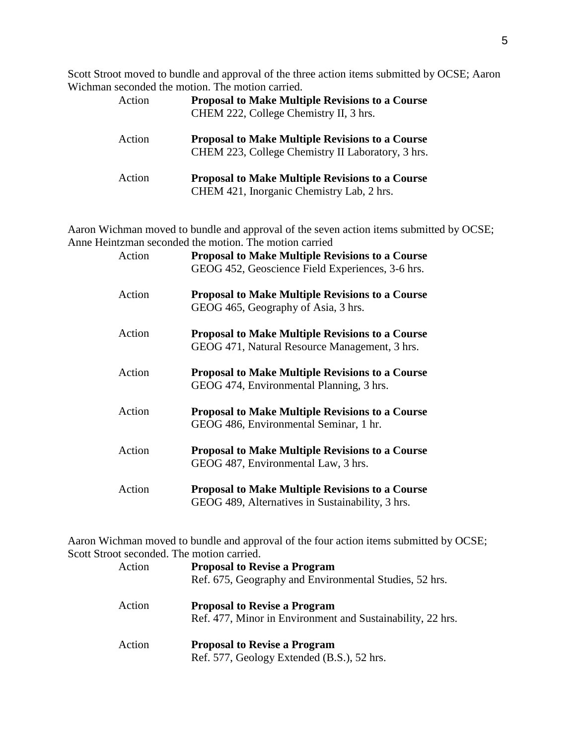Scott Stroot moved to bundle and approval of the three action items submitted by OCSE; Aaron Wichman seconded the motion. The motion carried.

| | |
|---|---|
| Action | **Proposal to Make Multiple Revisions to a Course**<br>CHEM 222, College Chemistry II, 3 hrs. |
| Action | **Proposal to Make Multiple Revisions to a Course**<br>CHEM 223, College Chemistry II Laboratory, 3 hrs. |
| Action | **Proposal to Make Multiple Revisions to a Course**<br>CHEM 421, Inorganic Chemistry Lab, 2 hrs. |

Aaron Wichman moved to bundle and approval of the seven action items submitted by OCSE; Anne Heintzman seconded the motion. The motion carried

| | |
|---|---|
| Action | **Proposal to Make Multiple Revisions to a Course**<br>GEOG 452, Geoscience Field Experiences, 3-6 hrs. |
| Action | **Proposal to Make Multiple Revisions to a Course**<br>GEOG 465, Geography of Asia, 3 hrs. |
| Action | **Proposal to Make Multiple Revisions to a Course**<br>GEOG 471, Natural Resource Management, 3 hrs. |
| Action | **Proposal to Make Multiple Revisions to a Course**<br>GEOG 474, Environmental Planning, 3 hrs. |
| Action | **Proposal to Make Multiple Revisions to a Course**<br>GEOG 486, Environmental Seminar, 1 hr. |
| Action | **Proposal to Make Multiple Revisions to a Course**<br>GEOG 487, Environmental Law, 3 hrs. |
| Action | **Proposal to Make Multiple Revisions to a Course**<br>GEOG 489, Alternatives in Sustainability, 3 hrs. |

Aaron Wichman moved to bundle and approval of the four action items submitted by OCSE; Scott Stroot seconded. The motion carried.

| | |
|---|---|
| Action | **Proposal to Revise a Program**<br>Ref. 675, Geography and Environmental Studies, 52 hrs. |
| Action | **Proposal to Revise a Program**<br>Ref. 477, Minor in Environment and Sustainability, 22 hrs. |
| Action | **Proposal to Revise a Program**<br>Ref. 577, Geology Extended (B.S.), 52 hrs. |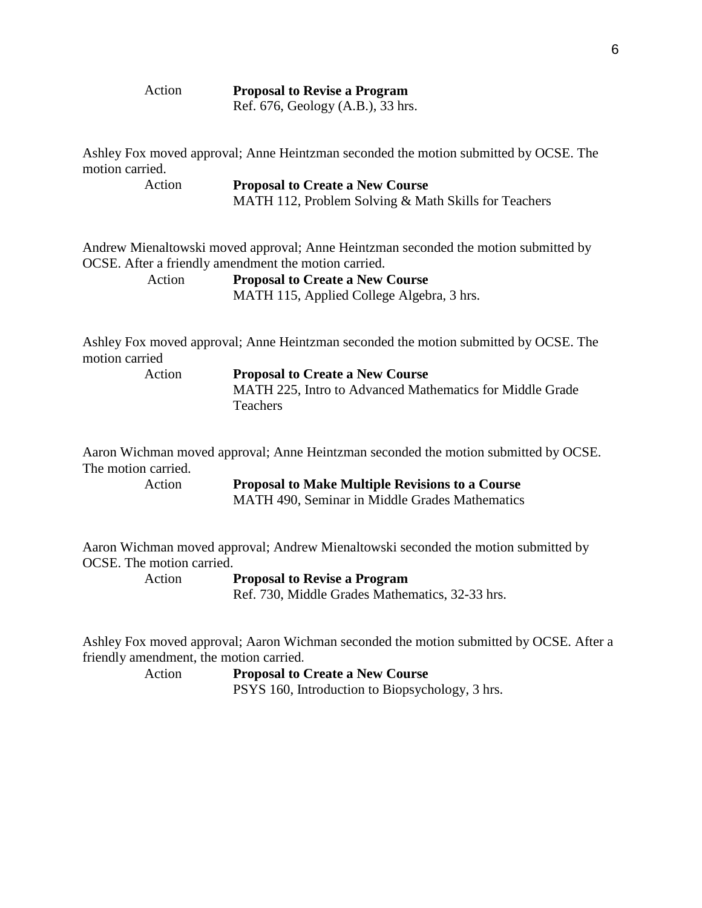Action **Proposal to Revise a Program**
Ref. 676, Geology (A.B.), 33 hrs.

Ashley Fox moved approval; Anne Heintzman seconded the motion submitted by OCSE. The motion carried.

Action **Proposal to Create a New Course**
MATH 112, Problem Solving & Math Skills for Teachers

Andrew Mienaltowski moved approval; Anne Heintzman seconded the motion submitted by OCSE. After a friendly amendment the motion carried.

Action **Proposal to Create a New Course**
MATH 115, Applied College Algebra, 3 hrs.

Ashley Fox moved approval; Anne Heintzman seconded the motion submitted by OCSE. The motion carried

Action **Proposal to Create a New Course**
MATH 225, Intro to Advanced Mathematics for Middle Grade Teachers

Aaron Wichman moved approval; Anne Heintzman seconded the motion submitted by OCSE. The motion carried.

Action **Proposal to Make Multiple Revisions to a Course**
MATH 490, Seminar in Middle Grades Mathematics

Aaron Wichman moved approval; Andrew Mienaltowski seconded the motion submitted by OCSE. The motion carried.

Action **Proposal to Revise a Program**
Ref. 730, Middle Grades Mathematics, 32-33 hrs.

Ashley Fox moved approval; Aaron Wichman seconded the motion submitted by OCSE. After a friendly amendment, the motion carried.

Action **Proposal to Create a New Course**
PSYS 160, Introduction to Biopsychology, 3 hrs.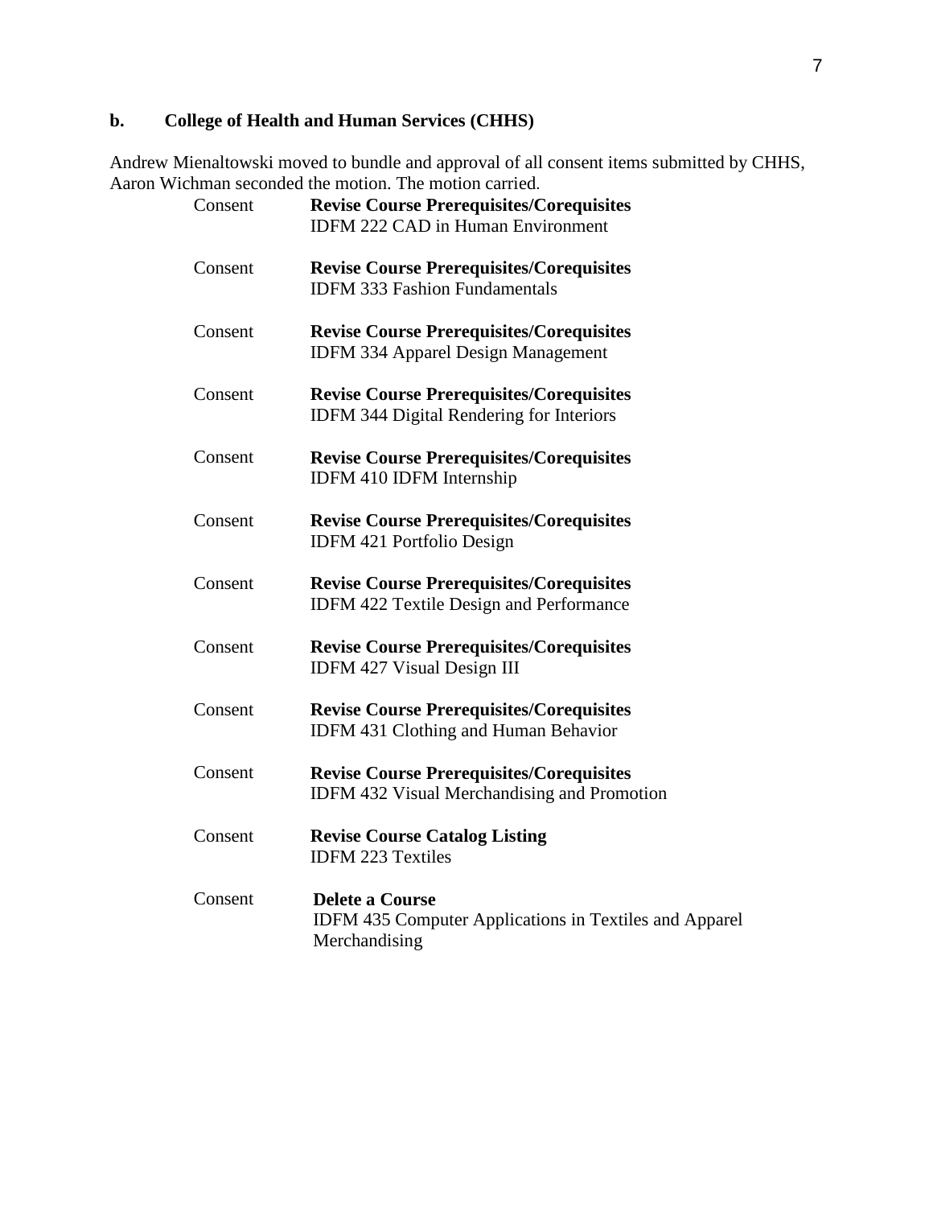### b. College of Health and Human Services (CHHS)

Andrew Mienaltowski moved to bundle and approval of all consent items submitted by CHHS, Aaron Wichman seconded the motion. The motion carried.

Consent **Revise Course Prerequisites/Corequisites**
IDFM 222 CAD in Human Environment

Consent **Revise Course Prerequisites/Corequisites**
IDFM 333 Fashion Fundamentals

Consent **Revise Course Prerequisites/Corequisites**
IDFM 334 Apparel Design Management

Consent **Revise Course Prerequisites/Corequisites**
IDFM 344 Digital Rendering for Interiors

Consent **Revise Course Prerequisites/Corequisites**
IDFM 410 IDFM Internship

Consent **Revise Course Prerequisites/Corequisites**
IDFM 421 Portfolio Design

Consent **Revise Course Prerequisites/Corequisites**
IDFM 422 Textile Design and Performance

Consent **Revise Course Prerequisites/Corequisites**
IDFM 427 Visual Design III

Consent **Revise Course Prerequisites/Corequisites**
IDFM 431 Clothing and Human Behavior

Consent **Revise Course Prerequisites/Corequisites**
IDFM 432 Visual Merchandising and Promotion

Consent **Revise Course Catalog Listing**
IDFM 223 Textiles

Consent **Delete a Course**
IDFM 435 Computer Applications in Textiles and Apparel Merchandising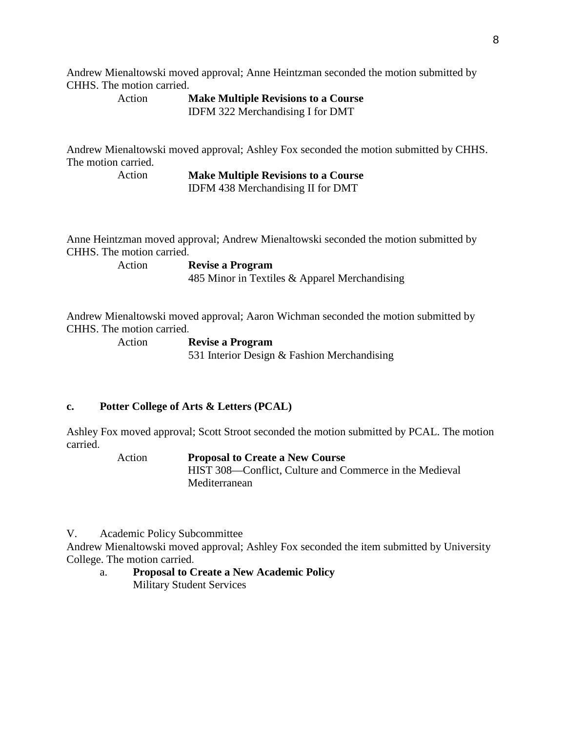Andrew Mienaltowski moved approval; Anne Heintzman seconded the motion submitted by CHHS. The motion carried.

Action **Make Multiple Revisions to a Course**
IDFM 322 Merchandising I for DMT

Andrew Mienaltowski moved approval; Ashley Fox seconded the motion submitted by CHHS. The motion carried.

Action **Make Multiple Revisions to a Course**
IDFM 438 Merchandising II for DMT

Anne Heintzman moved approval; Andrew Mienaltowski seconded the motion submitted by CHHS. The motion carried.

Action **Revise a Program**
485 Minor in Textiles & Apparel Merchandising

Andrew Mienaltowski moved approval; Aaron Wichman seconded the motion submitted by CHHS. The motion carried.

Action **Revise a Program**
531 Interior Design & Fashion Merchandising

**c. Potter College of Arts & Letters (PCAL)**

Ashley Fox moved approval; Scott Stroot seconded the motion submitted by PCAL. The motion carried.

Action **Proposal to Create a New Course**
HIST 308—Conflict, Culture and Commerce in the Medieval Mediterranean

V. Academic Policy Subcommittee

Andrew Mienaltowski moved approval; Ashley Fox seconded the item submitted by University College. The motion carried.

a. **Proposal to Create a New Academic Policy**
Military Student Services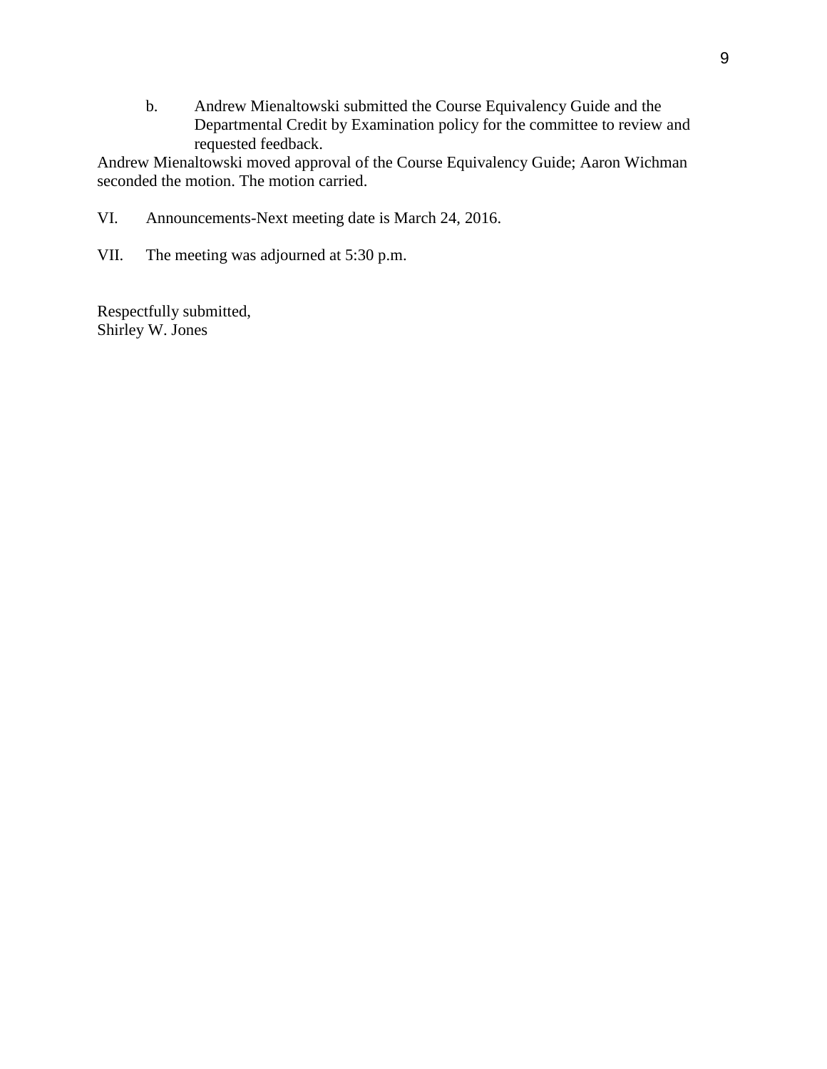b. Andrew Mienaltowski submitted the Course Equivalency Guide and the Departmental Credit by Examination policy for the committee to review and requested feedback.

Andrew Mienaltowski moved approval of the Course Equivalency Guide; Aaron Wichman seconded the motion. The motion carried.

VI. Announcements-Next meeting date is March 24, 2016.

VII. The meeting was adjourned at 5:30 p.m.

Respectfully submitted,
Shirley W. Jones